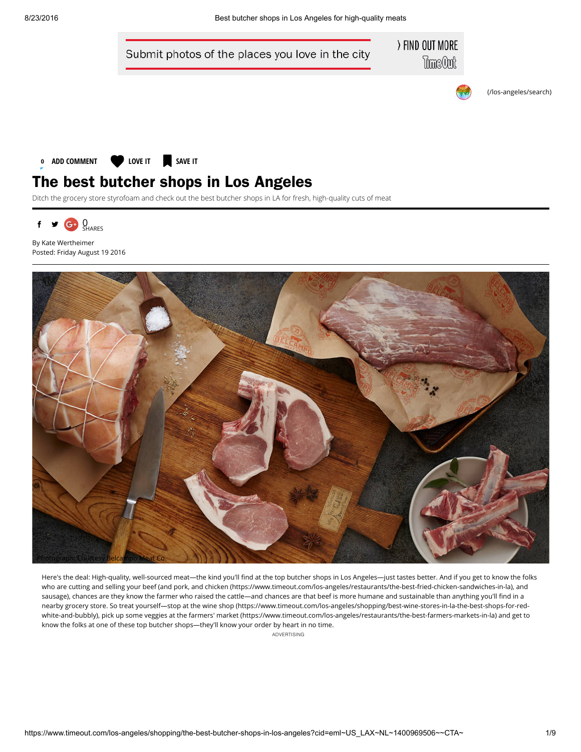Submit photos of the places you love in the city

〉FIND OUT MORE

(/los-angeles/search)

0 ADD COMMENT LOVE IT SAVE IT

# The best butcher shops in Los Angeles

Ditch the grocery store styrofoam and check out the best butcher shops in LA for fresh, high-quality cuts of meat

0 SHARES

By Kate Wertheimer
Posted: Friday August 19 2016

Photograph: Courtesy Belcampo Meat Co.

Here's the deal: High-quality, well-sourced meat—the kind you'll find at the top butcher shops in Los Angeles—just tastes better. And if you get to know the folks who are cutting and selling your beef (and pork, and chicken (https://www.timeout.com/los-angeles/restaurants/the-best-fried-chicken-sandwiches-in-la), and sausage), chances are they know the farmer who raised the cattle—and chances are that beef is more humane and sustainable than anything you'll find in a nearby grocery store. So treat yourself—stop at the wine shop (https://www.timeout.com/los-angeles/shopping/best-wine-stores-in-la-the-best-shops-for-red-white-and-bubbly), pick up some veggies at the farmers' market (https://www.timeout.com/los-angeles/restaurants/the-best-farmers-markets-in-la) and get to know the folks at one of these top butcher shops—they'll know your order by heart in no time.

ADVERTISING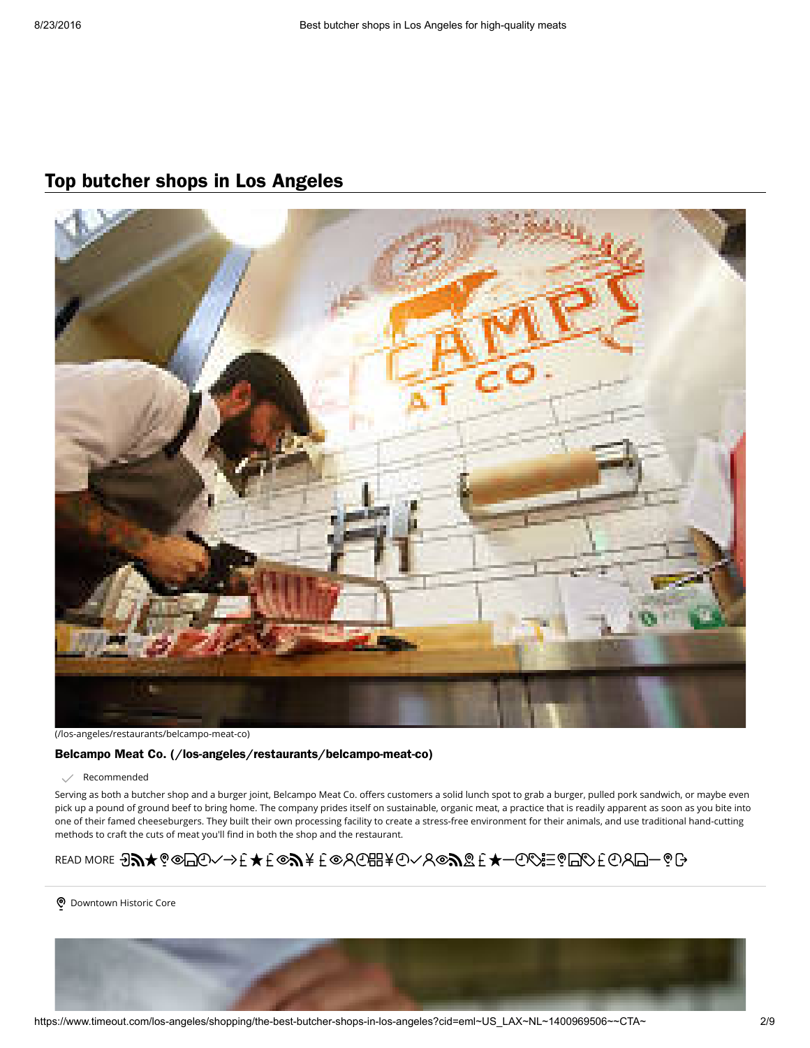## Top butcher shops in Los Angeles

(/los-angeles/restaurants/belcampo-meat-co)

### Belcampo Meat Co. (/los-angeles/restaurants/belcampo-meat-co)

Recommended

Serving as both a butcher shop and a burger joint, Belcampo Meat Co. offers customers a solid lunch spot to grab a burger, pulled pork sandwich, or maybe even pick up a pound of ground beef to bring home. The company prides itself on sustainable, organic meat, a practice that is readily apparent as soon as you bite into one of their famed cheeseburgers. They built their own processing facility to create a stress-free environment for their animals, and use traditional hand-cutting methods to craft the cuts of meat you'll find in both the shop and the restaurant.

READ MORE

Downtown Historic Core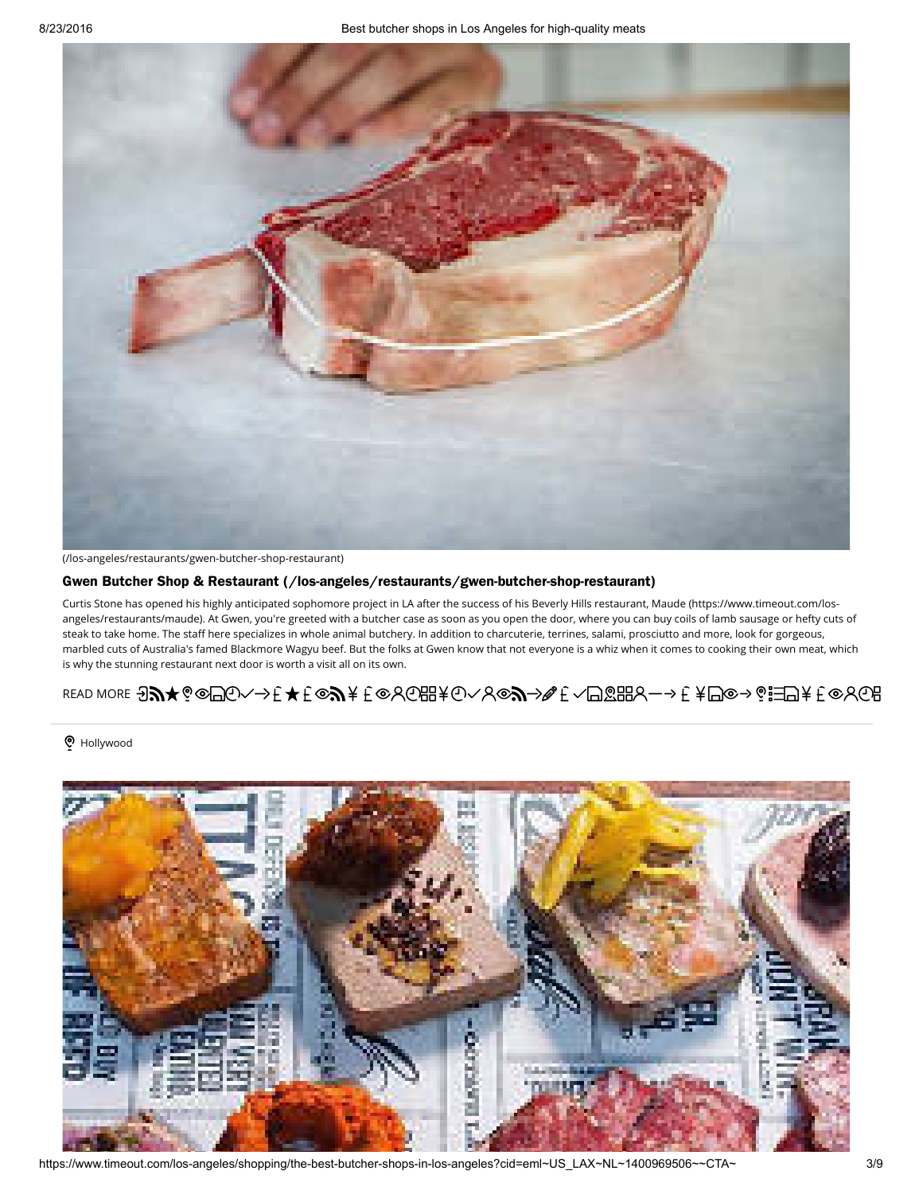(/los-angeles/restaurants/gwen-butcher-shop-restaurant)

### Gwen Butcher Shop & Restaurant (/los-angeles/restaurants/gwen-butcher-shop-restaurant)

Curtis Stone has opened his highly anticipated sophomore project in LA after the success of his Beverly Hills restaurant, Maude (https://www.timeout.com/los-angeles/restaurants/maude). At Gwen, you're greeted with a butcher case as soon as you open the door, where you can buy coils of lamb sausage or hefty cuts of steak to take home. The staff here specializes in whole animal butchery. In addition to charcuterie, terrines, salami, prosciutto and more, look for gorgeous, marbled cuts of Australia's famed Blackmore Wagyu beef. But the folks at Gwen know that not everyone is a whiz when it comes to cooking their own meat, which is why the stunning restaurant next door is worth a visit all on its own.

READ MORE

Hollywood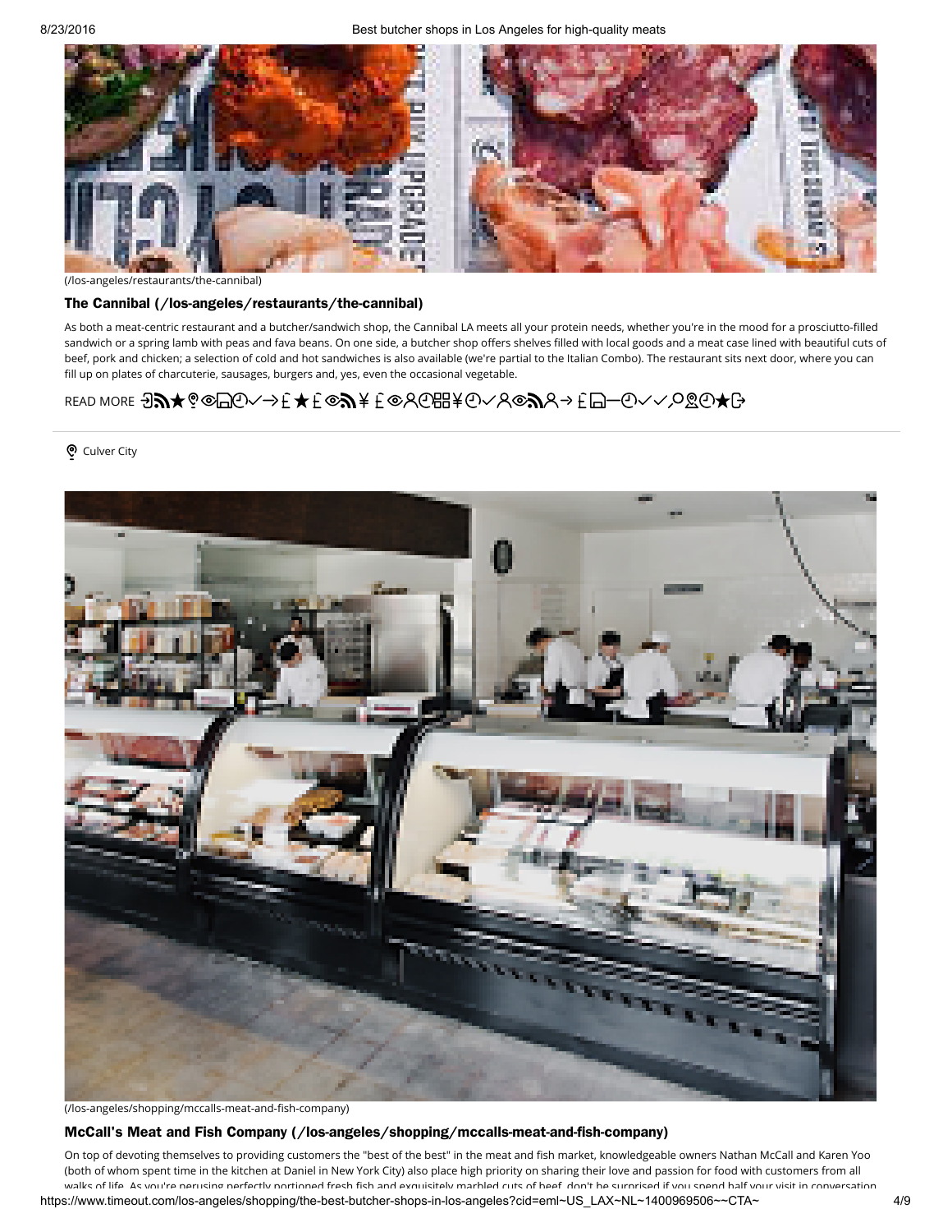(/los-angeles/restaurants/the-cannibal)

### The Cannibal (/los-angeles/restaurants/the-cannibal)

As both a meat-centric restaurant and a butcher/sandwich shop, the Cannibal LA meets all your protein needs, whether you're in the mood for a prosciutto-filled sandwich or a spring lamb with peas and fava beans. On one side, a butcher shop offers shelves filled with local goods and a meat case lined with beautiful cuts of beef, pork and chicken; a selection of cold and hot sandwiches is also available (we're partial to the Italian Combo). The restaurant sits next door, where you can fill up on plates of charcuterie, sausages, burgers and, yes, even the occasional vegetable.

READ MORE

Culver City

(/los-angeles/shopping/mccalls-meat-and-fish-company)

### McCall's Meat and Fish Company (/los-angeles/shopping/mccalls-meat-and-fish-company)

On top of devoting themselves to providing customers the "best of the best" in the meat and fish market, knowledgeable owners Nathan McCall and Karen Yoo (both of whom spent time in the kitchen at Daniel in New York City) also place high priority on sharing their love and passion for food with customers from all walks of life. As you're perusing perfectly portioned fresh fish and exquisitely marbled cuts of beef, don't be surprised if you spend half your visit in conversation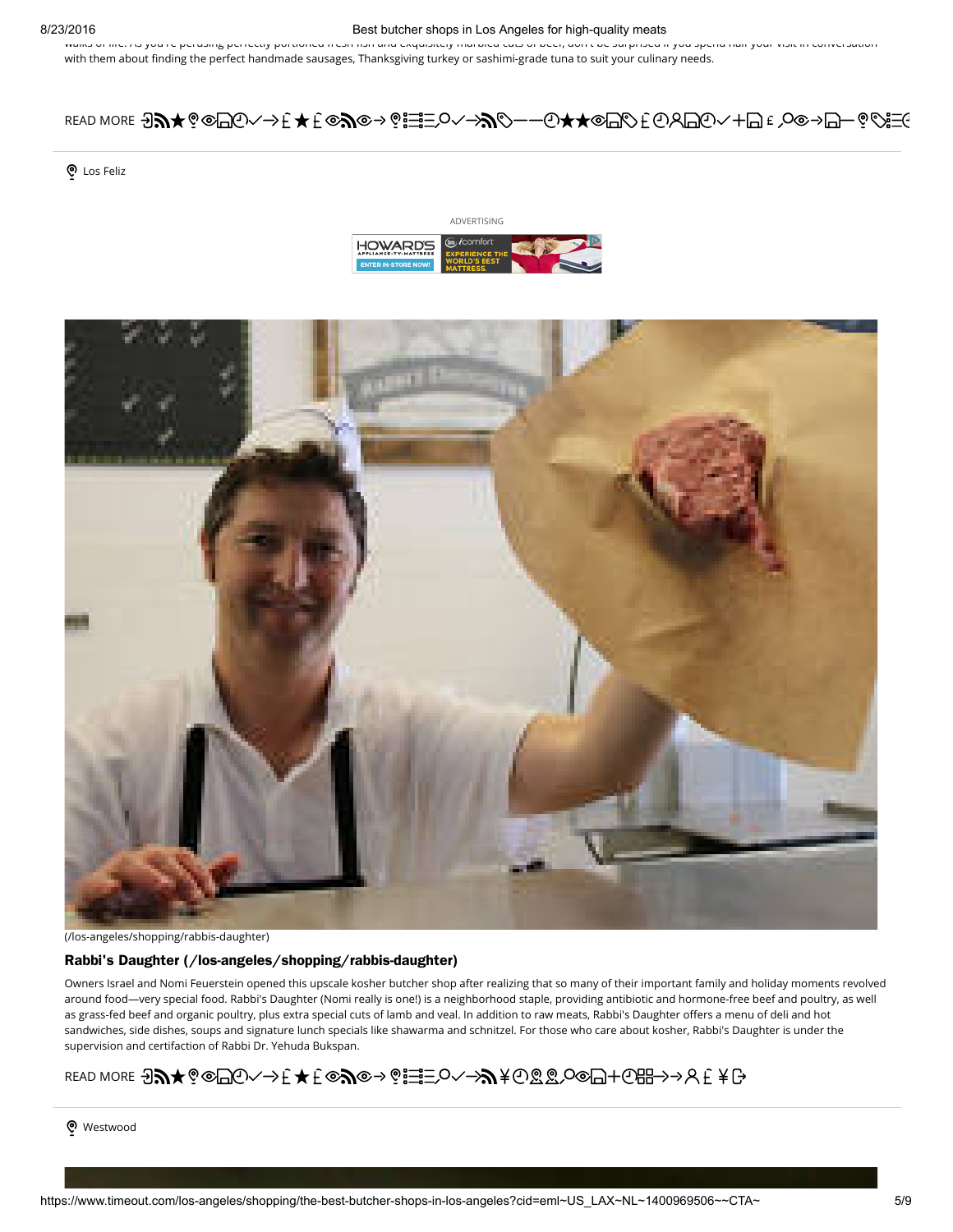with them about finding the perfect handmade sausages, Thanksgiving turkey or sashimi-grade tuna to suit your culinary needs.

READ MORE

Los Feliz

ADVERTISING

(/los-angeles/shopping/rabbis-daughter)

### Rabbi's Daughter (/los-angeles/shopping/rabbis-daughter)

Owners Israel and Nomi Feuerstein opened this upscale kosher butcher shop after realizing that so many of their important family and holiday moments revolved around food—very special food. Rabbi's Daughter (Nomi really is one!) is a neighborhood staple, providing antibiotic and hormone-free beef and poultry, as well as grass-fed beef and organic poultry, plus extra special cuts of lamb and veal. In addition to raw meats, Rabbi's Daughter offers a menu of deli and hot sandwiches, side dishes, soups and signature lunch specials like shawarma and schnitzel. For those who care about kosher, Rabbi's Daughter is under the supervision and certification of Rabbi Dr. Yehuda Bukspan.

READ MORE

Westwood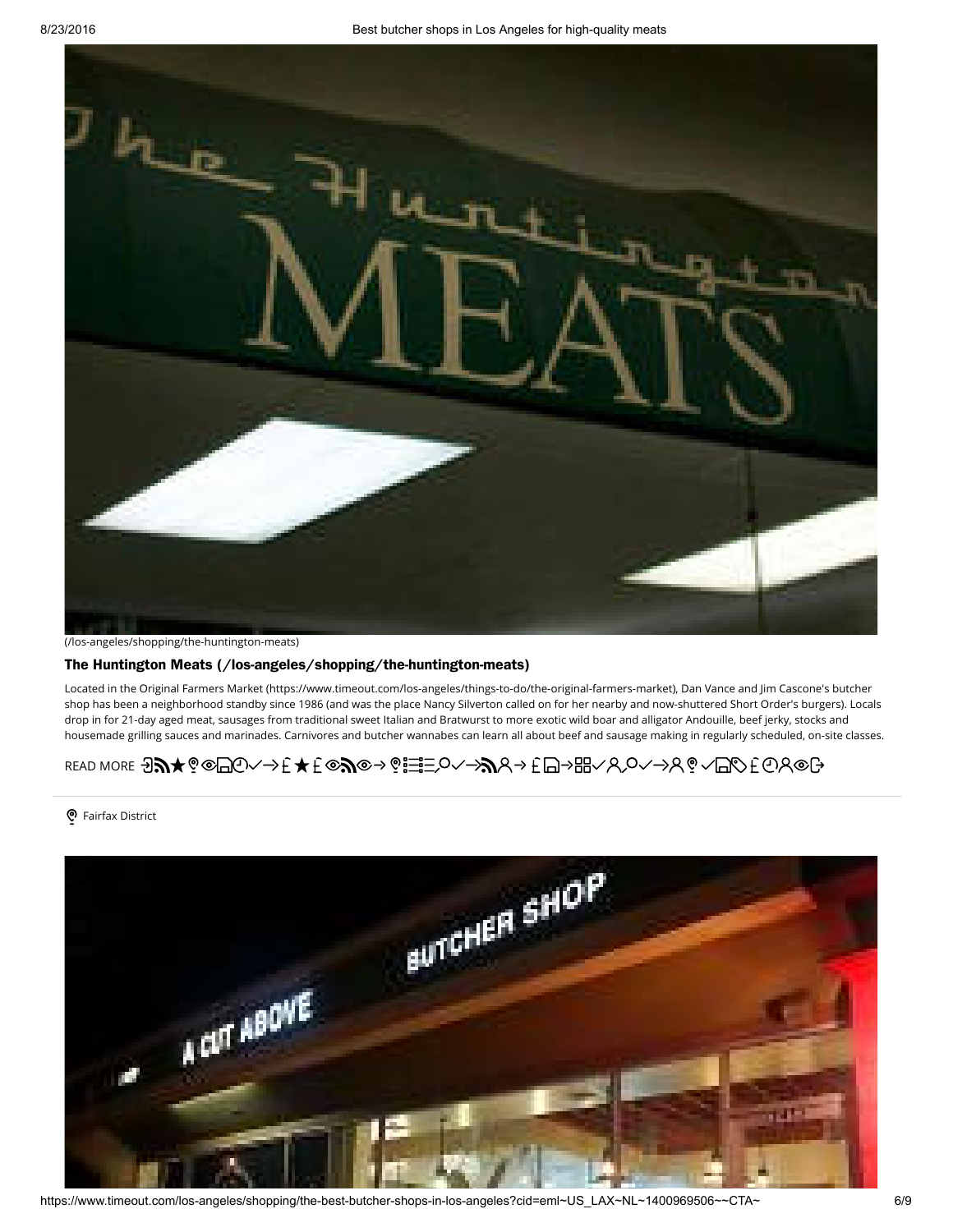(/los-angeles/shopping/the-huntington-meats)

### The Huntington Meats (/los-angeles/shopping/the-huntington-meats)

Located in the Original Farmers Market (https://www.timeout.com/los-angeles/things-to-do/the-original-farmers-market), Dan Vance and Jim Cascone's butcher shop has been a neighborhood standby since 1986 (and was the place Nancy Silverton called on for her nearby and now-shuttered Short Order's burgers). Locals drop in for 21-day aged meat, sausages from traditional sweet Italian and Bratwurst to more exotic wild boar and alligator Andouille, beef jerky, stocks and housemade grilling sauces and marinades. Carnivores and butcher wannabes can learn all about beef and sausage making in regularly scheduled, on-site classes.

READ MORE

Fairfax District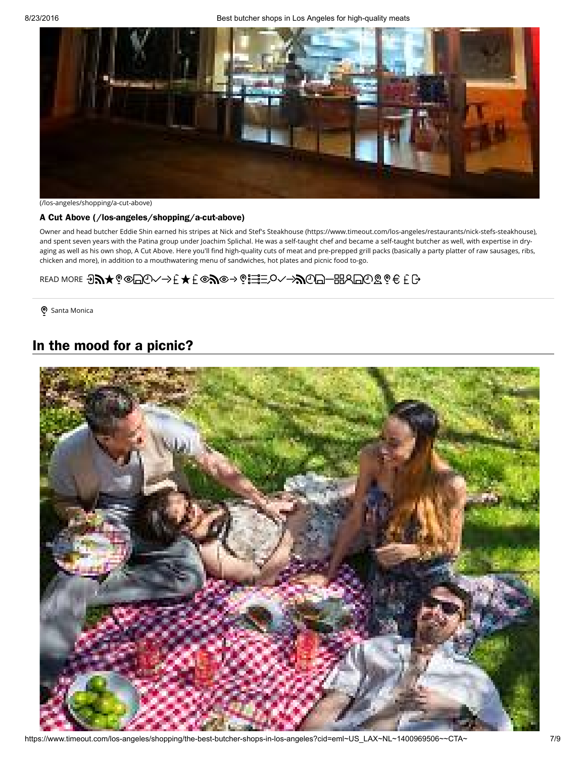(/los-angeles/shopping/a-cut-above)

### A Cut Above (/los-angeles/shopping/a-cut-above)

Owner and head butcher Eddie Shin earned his stripes at Nick and Stef's Steakhouse (https://www.timeout.com/los-angeles/restaurants/nick-stefs-steakhouse), and spent seven years with the Patina group under Joachim Splichal. He was a self-taught chef and became a self-taught butcher as well, with expertise in dry-aging as well as his own shop, A Cut Above. Here you'll find high-quality cuts of meat and pre-prepped grill packs (basically a party platter of raw sausages, ribs, chicken and more), in addition to a mouthwatering menu of sandwiches, hot plates and picnic food to-go.

READ MORE

Santa Monica

## In the mood for a picnic?